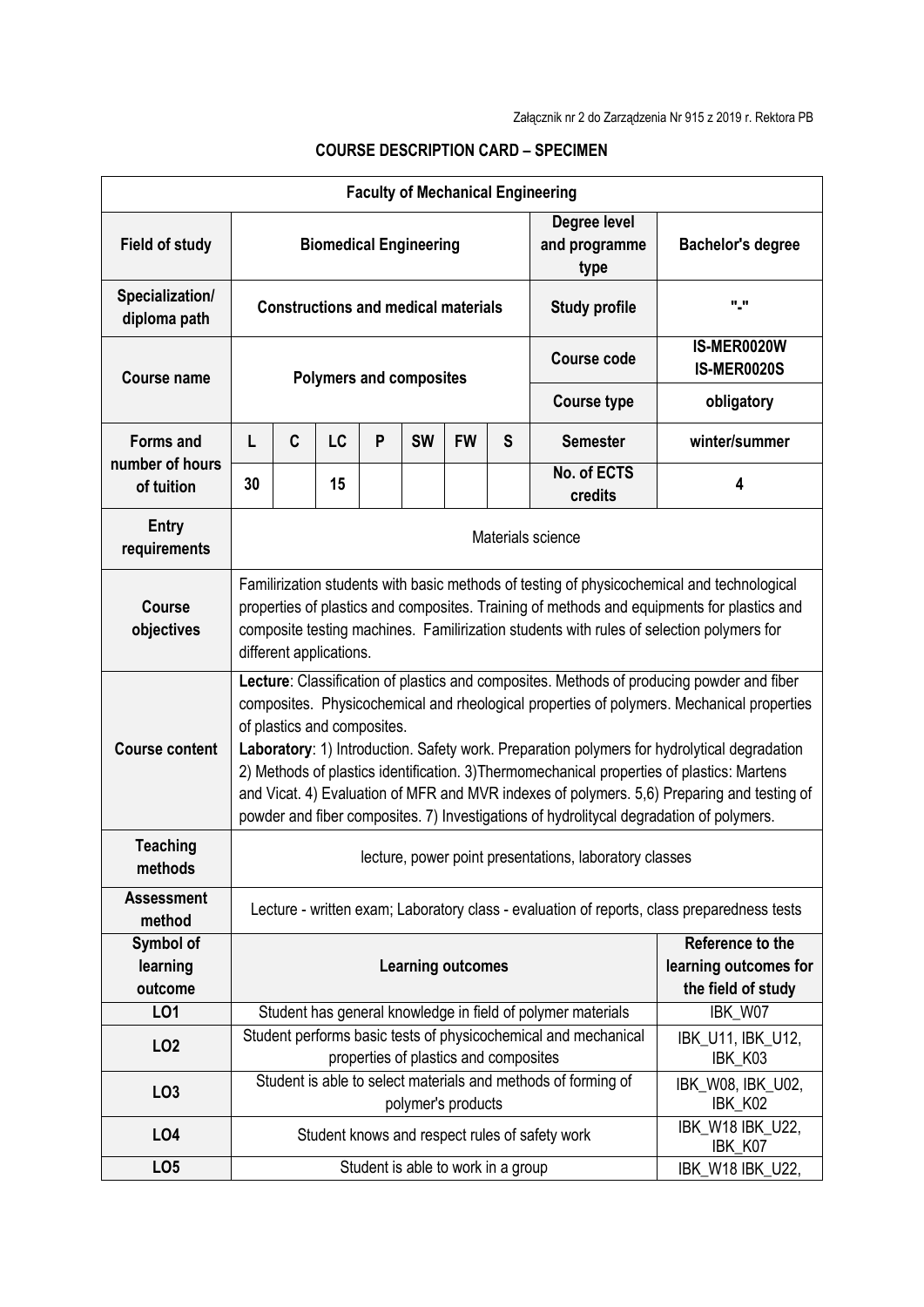Załącznik nr 2 do Zarządzenia Nr 915 z 2019 r. Rektora PB

## COURSE DESCRIPTION CARD – SPECIMEN

| Faculty of Mechanical Engineering | | | | | | | | | |
|---|---|---|---|---|---|---|---|---|---|
| **Field of study** | **Biomedical Engineering** | | | | | | | **Degree level and programme type** | **Bachelor's degree** |
| **Specialization/ diploma path** | **Constructions and medical materials** | | | | | | | **Study profile** | **"-"** |
| **Course name** | **Polymers and composites** | | | | | | | **Course code** | **IS-MER0020W IS-MER0020S** |
| | | | | | | | | **Course type** | **obligatory** |
| **Forms and number of hours of tuition** | **L** | **C** | **LC** | **P** | **SW** | **FW** | **S** | **Semester** | **winter/summer** |
| | 30 | | 15 | | | | | **No. of ECTS credits** | **4** |
| **Entry requirements** | Materials science | | | | | | | | |
| **Course objectives** | Familirization students with basic methods of testing of physicochemical and technological properties of plastics and composites. Training of methods and equipments for plastics and composite testing machines. Familirization students with rules of selection polymers for different applications. | | | | | | | | |
| **Course content** | **Lecture**: Classification of plastics and composites. Methods of producing powder and fiber composites. Physicochemical and rheological properties of polymers. Mechanical properties of plastics and composites. **Laboratory**: 1) Introduction. Safety work. Preparation polymers for hydrolytical degradation 2) Methods of plastics identification. 3)Thermomechanical properties of plastics: Martens and Vicat. 4) Evaluation of MFR and MVR indexes of polymers. 5,6) Preparing and testing of powder and fiber composites. 7) Investigations of hydrolitycal degradation of polymers. | | | | | | | | |
| **Teaching methods** | lecture, power point presentations, laboratory classes | | | | | | | | |
| **Assessment method** | Lecture - written exam; Laboratory class - evaluation of reports, class preparedness tests | | | | | | | | |
| **Symbol of learning outcome** | **Learning outcomes** | | | | | | | | **Reference to the learning outcomes for the field of study** |
| **LO1** | Student has general knowledge in field of polymer materials | | | | | | | | IBK_W07 |
| **LO2** | Student performs basic tests of physicochemical and mechanical properties of plastics and composites | | | | | | | | IBK_U11, IBK_U12, IBK_K03 |
| **LO3** | Student is able to select materials and methods of forming of polymer's products | | | | | | | | IBK_W08, IBK_U02, IBK_K02 |
| **LO4** | Student knows and respect rules of safety work | | | | | | | | IBK_W18 IBK_U22, IBK_K07 |
| **LO5** | Student is able to work in a group | | | | | | | | IBK_W18 IBK_U22, |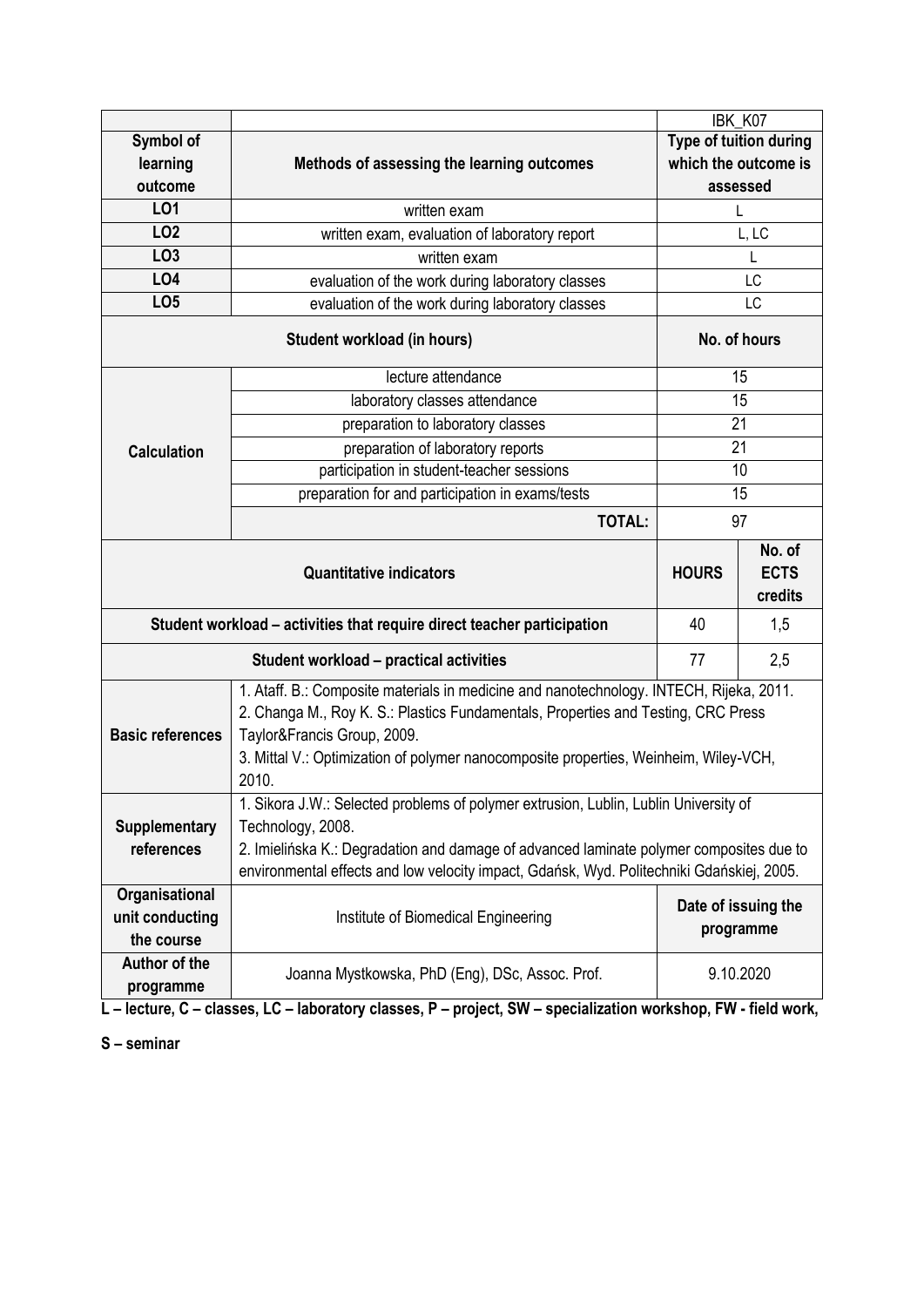| | | IBK_K07 | |
|---|---|---|---|
| **Symbol of learning outcome** | **Methods of assessing the learning outcomes** | **Type of tuition during which the outcome is assessed** | |
| **LO1** | written exam | L | |
| **LO2** | written exam, evaluation of laboratory report | L, LC | |
| **LO3** | written exam | L | |
| **LO4** | evaluation of the work during laboratory classes | LC | |
| **LO5** | evaluation of the work during laboratory classes | LC | |
| **Student workload (in hours)** | | **No. of hours** | |
| **Calculation** | lecture attendance | 15 | |
| | laboratory classes attendance | 15 | |
| | preparation to laboratory classes | 21 | |
| | preparation of laboratory reports | 21 | |
| | participation in student-teacher sessions | 10 | |
| | preparation for and participation in exams/tests | 15 | |
| | **TOTAL:** | 97 | |
| **Quantitative indicators** | | **HOURS** | **No. of ECTS credits** |
| **Student workload – activities that require direct teacher participation** | | 40 | 1,5 |
| **Student workload – practical activities** | | 77 | 2,5 |
| **Basic references** | 1. Ataff. B.: Composite materials in medicine and nanotechnology. INTECH, Rijeka, 2011.<br>2. Changa M., Roy K. S.: Plastics Fundamentals, Properties and Testing, CRC Press Taylor&Francis Group, 2009.<br>3. Mittal V.: Optimization of polymer nanocomposite properties, Weinheim, Wiley-VCH, 2010. | | |
| **Supplementary references** | 1. Sikora J.W.: Selected problems of polymer extrusion, Lublin, Lublin University of Technology, 2008.<br>2. Imielińska K.: Degradation and damage of advanced laminate polymer composites due to environmental effects and low velocity impact, Gdańsk, Wyd. Politechniki Gdańskiej, 2005. | | |
| **Organisational unit conducting the course** | Institute of Biomedical Engineering | **Date of issuing the programme** | |
| **Author of the programme** | Joanna Mystkowska, PhD (Eng), DSc, Assoc. Prof. | 9.10.2020 | |

**L – lecture, C – classes, LC – laboratory classes, P – project, SW – specialization workshop, FW - field work, S – seminar**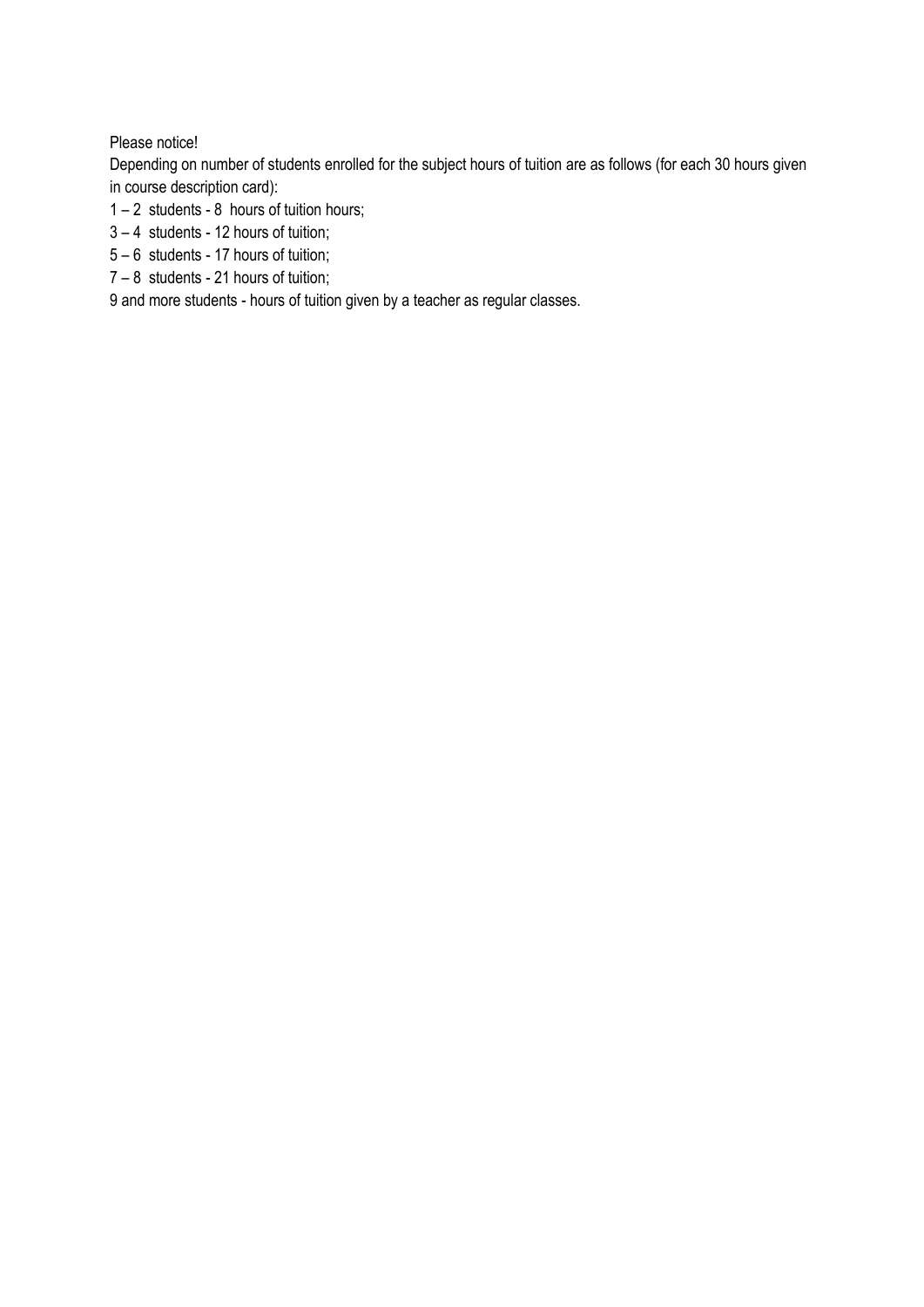Please notice!

Depending on number of students enrolled for the subject hours of tuition are as follows (for each 30 hours given in course description card):

1 – 2 students - 8 hours of tuition hours;

3 – 4 students - 12 hours of tuition;

5 – 6 students - 17 hours of tuition;

7 – 8 students - 21 hours of tuition;

9 and more students - hours of tuition given by a teacher as regular classes.